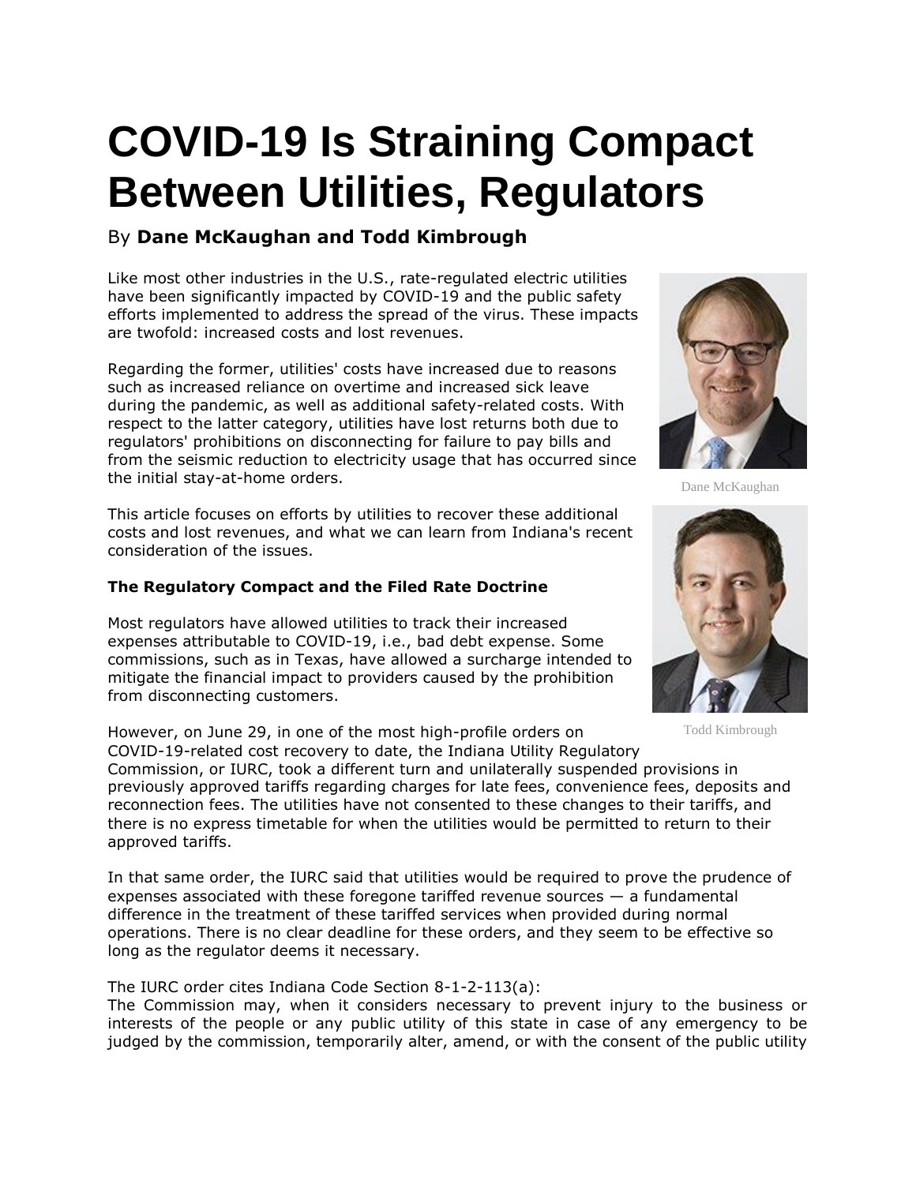# COVID-19 Is Straining Compact Between Utilities, Regulators

By **Dane McKaughan and Todd Kimbrough**

Like most other industries in the U.S., rate-regulated electric utilities have been significantly impacted by COVID-19 and the public safety efforts implemented to address the spread of the virus. These impacts are twofold: increased costs and lost revenues.

Regarding the former, utilities' costs have increased due to reasons such as increased reliance on overtime and increased sick leave during the pandemic, as well as additional safety-related costs. With respect to the latter category, utilities have lost returns both due to regulators' prohibitions on disconnecting for failure to pay bills and from the seismic reduction to electricity usage that has occurred since the initial stay-at-home orders.

Dane McKaughan

Todd Kimbrough

This article focuses on efforts by utilities to recover these additional costs and lost revenues, and what we can learn from Indiana's recent consideration of the issues.

**The Regulatory Compact and the Filed Rate Doctrine**

Most regulators have allowed utilities to track their increased expenses attributable to COVID-19, i.e., bad debt expense. Some commissions, such as in Texas, have allowed a surcharge intended to mitigate the financial impact to providers caused by the prohibition from disconnecting customers.

However, on June 29, in one of the most high-profile orders on COVID-19-related cost recovery to date, the Indiana Utility Regulatory Commission, or IURC, took a different turn and unilaterally suspended provisions in previously approved tariffs regarding charges for late fees, convenience fees, deposits and reconnection fees. The utilities have not consented to these changes to their tariffs, and there is no express timetable for when the utilities would be permitted to return to their approved tariffs.

In that same order, the IURC said that utilities would be required to prove the prudence of expenses associated with these foregone tariffed revenue sources — a fundamental difference in the treatment of these tariffed services when provided during normal operations. There is no clear deadline for these orders, and they seem to be effective so long as the regulator deems it necessary.

The IURC order cites Indiana Code Section 8-1-2-113(a):

The Commission may, when it considers necessary to prevent injury to the business or interests of the people or any public utility of this state in case of any emergency to be judged by the commission, temporarily alter, amend, or with the consent of the public utility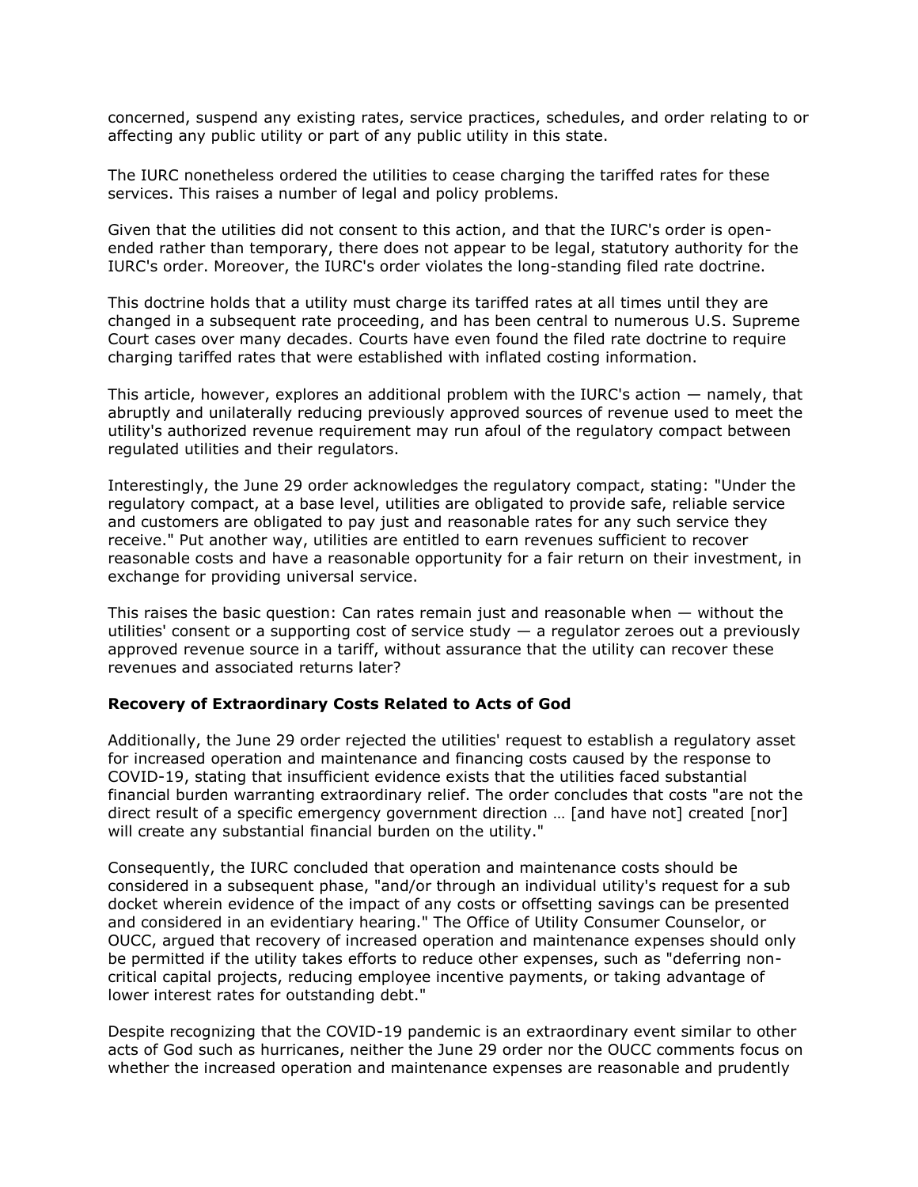concerned, suspend any existing rates, service practices, schedules, and order relating to or affecting any public utility or part of any public utility in this state.

The IURC nonetheless ordered the utilities to cease charging the tariffed rates for these services. This raises a number of legal and policy problems.

Given that the utilities did not consent to this action, and that the IURC's order is open-ended rather than temporary, there does not appear to be legal, statutory authority for the IURC's order. Moreover, the IURC's order violates the long-standing filed rate doctrine.

This doctrine holds that a utility must charge its tariffed rates at all times until they are changed in a subsequent rate proceeding, and has been central to numerous U.S. Supreme Court cases over many decades. Courts have even found the filed rate doctrine to require charging tariffed rates that were established with inflated costing information.

This article, however, explores an additional problem with the IURC's action — namely, that abruptly and unilaterally reducing previously approved sources of revenue used to meet the utility's authorized revenue requirement may run afoul of the regulatory compact between regulated utilities and their regulators.

Interestingly, the June 29 order acknowledges the regulatory compact, stating: "Under the regulatory compact, at a base level, utilities are obligated to provide safe, reliable service and customers are obligated to pay just and reasonable rates for any such service they receive." Put another way, utilities are entitled to earn revenues sufficient to recover reasonable costs and have a reasonable opportunity for a fair return on their investment, in exchange for providing universal service.

This raises the basic question: Can rates remain just and reasonable when — without the utilities' consent or a supporting cost of service study — a regulator zeroes out a previously approved revenue source in a tariff, without assurance that the utility can recover these revenues and associated returns later?

**Recovery of Extraordinary Costs Related to Acts of God**

Additionally, the June 29 order rejected the utilities' request to establish a regulatory asset for increased operation and maintenance and financing costs caused by the response to COVID-19, stating that insufficient evidence exists that the utilities faced substantial financial burden warranting extraordinary relief. The order concludes that costs "are not the direct result of a specific emergency government direction … [and have not] created [nor] will create any substantial financial burden on the utility."

Consequently, the IURC concluded that operation and maintenance costs should be considered in a subsequent phase, "and/or through an individual utility's request for a sub docket wherein evidence of the impact of any costs or offsetting savings can be presented and considered in an evidentiary hearing." The Office of Utility Consumer Counselor, or OUCC, argued that recovery of increased operation and maintenance expenses should only be permitted if the utility takes efforts to reduce other expenses, such as "deferring non-critical capital projects, reducing employee incentive payments, or taking advantage of lower interest rates for outstanding debt."

Despite recognizing that the COVID-19 pandemic is an extraordinary event similar to other acts of God such as hurricanes, neither the June 29 order nor the OUCC comments focus on whether the increased operation and maintenance expenses are reasonable and prudently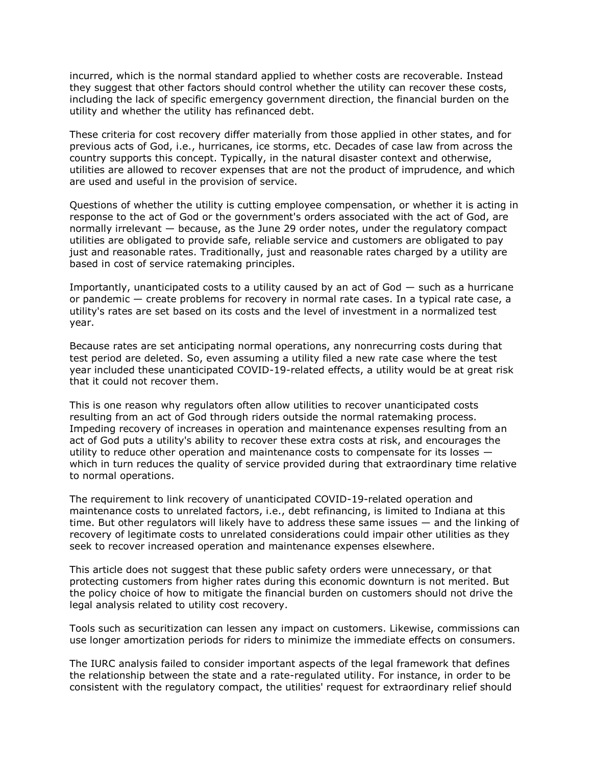incurred, which is the normal standard applied to whether costs are recoverable. Instead they suggest that other factors should control whether the utility can recover these costs, including the lack of specific emergency government direction, the financial burden on the utility and whether the utility has refinanced debt.

These criteria for cost recovery differ materially from those applied in other states, and for previous acts of God, i.e., hurricanes, ice storms, etc. Decades of case law from across the country supports this concept. Typically, in the natural disaster context and otherwise, utilities are allowed to recover expenses that are not the product of imprudence, and which are used and useful in the provision of service.

Questions of whether the utility is cutting employee compensation, or whether it is acting in response to the act of God or the government's orders associated with the act of God, are normally irrelevant — because, as the June 29 order notes, under the regulatory compact utilities are obligated to provide safe, reliable service and customers are obligated to pay just and reasonable rates. Traditionally, just and reasonable rates charged by a utility are based in cost of service ratemaking principles.

Importantly, unanticipated costs to a utility caused by an act of God — such as a hurricane or pandemic — create problems for recovery in normal rate cases. In a typical rate case, a utility's rates are set based on its costs and the level of investment in a normalized test year.

Because rates are set anticipating normal operations, any nonrecurring costs during that test period are deleted. So, even assuming a utility filed a new rate case where the test year included these unanticipated COVID-19-related effects, a utility would be at great risk that it could not recover them.

This is one reason why regulators often allow utilities to recover unanticipated costs resulting from an act of God through riders outside the normal ratemaking process. Impeding recovery of increases in operation and maintenance expenses resulting from an act of God puts a utility's ability to recover these extra costs at risk, and encourages the utility to reduce other operation and maintenance costs to compensate for its losses — which in turn reduces the quality of service provided during that extraordinary time relative to normal operations.

The requirement to link recovery of unanticipated COVID-19-related operation and maintenance costs to unrelated factors, i.e., debt refinancing, is limited to Indiana at this time. But other regulators will likely have to address these same issues — and the linking of recovery of legitimate costs to unrelated considerations could impair other utilities as they seek to recover increased operation and maintenance expenses elsewhere.

This article does not suggest that these public safety orders were unnecessary, or that protecting customers from higher rates during this economic downturn is not merited. But the policy choice of how to mitigate the financial burden on customers should not drive the legal analysis related to utility cost recovery.

Tools such as securitization can lessen any impact on customers. Likewise, commissions can use longer amortization periods for riders to minimize the immediate effects on consumers.

The IURC analysis failed to consider important aspects of the legal framework that defines the relationship between the state and a rate-regulated utility. For instance, in order to be consistent with the regulatory compact, the utilities' request for extraordinary relief should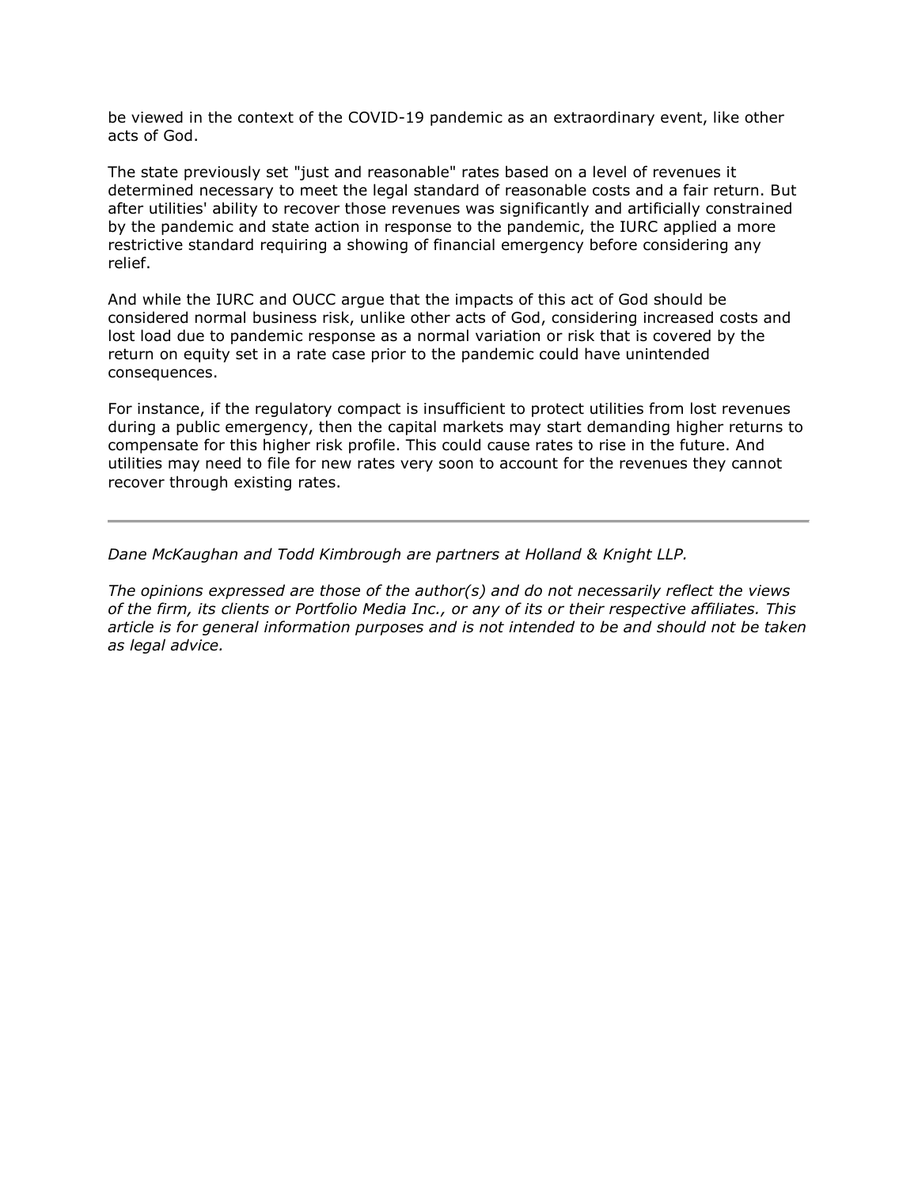be viewed in the context of the COVID-19 pandemic as an extraordinary event, like other acts of God.

The state previously set "just and reasonable" rates based on a level of revenues it determined necessary to meet the legal standard of reasonable costs and a fair return. But after utilities' ability to recover those revenues was significantly and artificially constrained by the pandemic and state action in response to the pandemic, the IURC applied a more restrictive standard requiring a showing of financial emergency before considering any relief.

And while the IURC and OUCC argue that the impacts of this act of God should be considered normal business risk, unlike other acts of God, considering increased costs and lost load due to pandemic response as a normal variation or risk that is covered by the return on equity set in a rate case prior to the pandemic could have unintended consequences.

For instance, if the regulatory compact is insufficient to protect utilities from lost revenues during a public emergency, then the capital markets may start demanding higher returns to compensate for this higher risk profile. This could cause rates to rise in the future. And utilities may need to file for new rates very soon to account for the revenues they cannot recover through existing rates.

---

*Dane McKaughan and Todd Kimbrough are partners at Holland & Knight LLP.*

*The opinions expressed are those of the author(s) and do not necessarily reflect the views of the firm, its clients or Portfolio Media Inc., or any of its or their respective affiliates. This article is for general information purposes and is not intended to be and should not be taken as legal advice.*